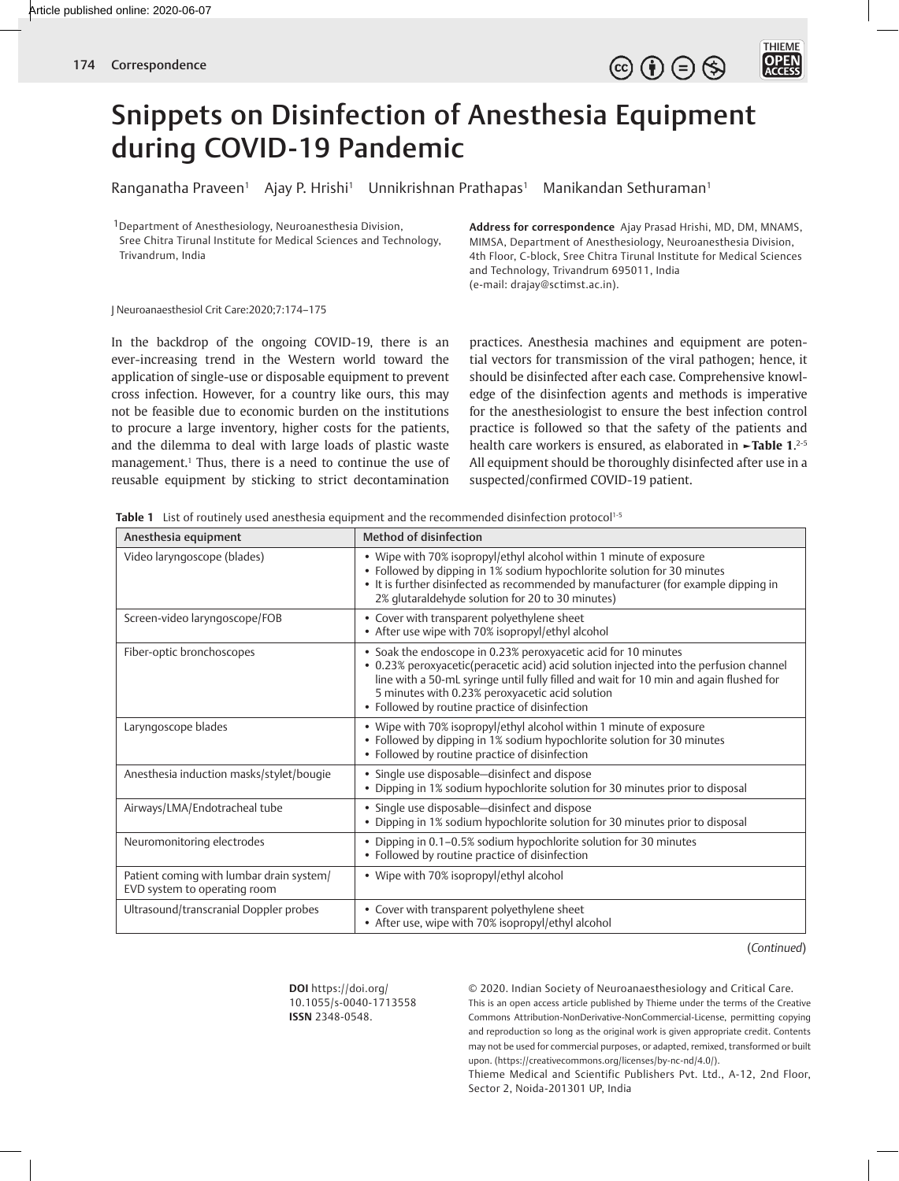# Snippets on Disinfection of Anesthesia Equipment during COVID-19 Pandemic

Ranganatha Praveen[1] Ajay P. Hrishi[1] Unnikrishnan Prathapas[1] Manikandan Sethuraman[1]

[1]Department of Anesthesiology, Neuroanesthesia Division, Sree Chitra Tirunal Institute for Medical Sciences and Technology, Trivandrum, India

**Address for correspondence** Ajay Prasad Hrishi, MD, DM, MNAMS, MIMSA, Department of Anesthesiology, Neuroanesthesia Division, 4th Floor, C-block, Sree Chitra Tirunal Institute for Medical Sciences and Technology, Trivandrum 695011, India (e-mail: drajay@sctimst.ac.in).

J Neuroanaesthesiol Crit Care:2020;7:174–175

In the backdrop of the ongoing COVID-19, there is an ever-increasing trend in the Western world toward the application of single-use or disposable equipment to prevent cross infection. However, for a country like ours, this may not be feasible due to economic burden on the institutions to procure a large inventory, higher costs for the patients, and the dilemma to deal with large loads of plastic waste management.[1] Thus, there is a need to continue the use of reusable equipment by sticking to strict decontamination practices. Anesthesia machines and equipment are potential vectors for transmission of the viral pathogen; hence, it should be disinfected after each case. Comprehensive knowledge of the disinfection agents and methods is imperative for the anesthesiologist to ensure the best infection control practice is followed so that the safety of the patients and health care workers is ensured, as elaborated in ►**Table 1**.[2-5] All equipment should be thoroughly disinfected after use in a suspected/confirmed COVID-19 patient.

**Table 1** List of routinely used anesthesia equipment and the recommended disinfection protocol[1-5]

| Anesthesia equipment | Method of disinfection |
|---|---|
| Video laryngoscope (blades) | • Wipe with 70% isopropyl/ethyl alcohol within 1 minute of exposure<br>• Followed by dipping in 1% sodium hypochlorite solution for 30 minutes<br>• It is further disinfected as recommended by manufacturer (for example dipping in 2% glutaraldehyde solution for 20 to 30 minutes) |
| Screen-video laryngoscope/FOB | • Cover with transparent polyethylene sheet<br>• After use wipe with 70% isopropyl/ethyl alcohol |
| Fiber-optic bronchoscopes | • Soak the endoscope in 0.23% peroxyacetic acid for 10 minutes<br>• 0.23% peroxyacetic(peracetic acid) acid solution injected into the perfusion channel line with a 50-mL syringe until fully filled and wait for 10 min and again flushed for 5 minutes with 0.23% peroxyacetic acid solution<br>• Followed by routine practice of disinfection |
| Laryngoscope blades | • Wipe with 70% isopropyl/ethyl alcohol within 1 minute of exposure<br>• Followed by dipping in 1% sodium hypochlorite solution for 30 minutes<br>• Followed by routine practice of disinfection |
| Anesthesia induction masks/stylet/bougie | • Single use disposable—disinfect and dispose<br>• Dipping in 1% sodium hypochlorite solution for 30 minutes prior to disposal |
| Airways/LMA/Endotracheal tube | • Single use disposable—disinfect and dispose<br>• Dipping in 1% sodium hypochlorite solution for 30 minutes prior to disposal |
| Neuromonitoring electrodes | • Dipping in 0.1–0.5% sodium hypochlorite solution for 30 minutes<br>• Followed by routine practice of disinfection |
| Patient coming with lumbar drain system/ EVD system to operating room | • Wipe with 70% isopropyl/ethyl alcohol |
| Ultrasound/transcranial Doppler probes | • Cover with transparent polyethylene sheet<br>• After use, wipe with 70% isopropyl/ethyl alcohol |

(*Continued*)

**DOI** https://doi.org/10.1055/s-0040-1713558
**ISSN** 2348-0548.

© 2020. Indian Society of Neuroanaesthesiology and Critical Care.
This is an open access article published by Thieme under the terms of the Creative Commons Attribution-NonDerivative-NonCommercial-License, permitting copying and reproduction so long as the original work is given appropriate credit. Contents may not be used for commercial purposes, or adapted, remixed, transformed or built upon. (https://creativecommons.org/licenses/by-nc-nd/4.0/).
Thieme Medical and Scientific Publishers Pvt. Ltd., A-12, 2nd Floor, Sector 2, Noida-201301 UP, India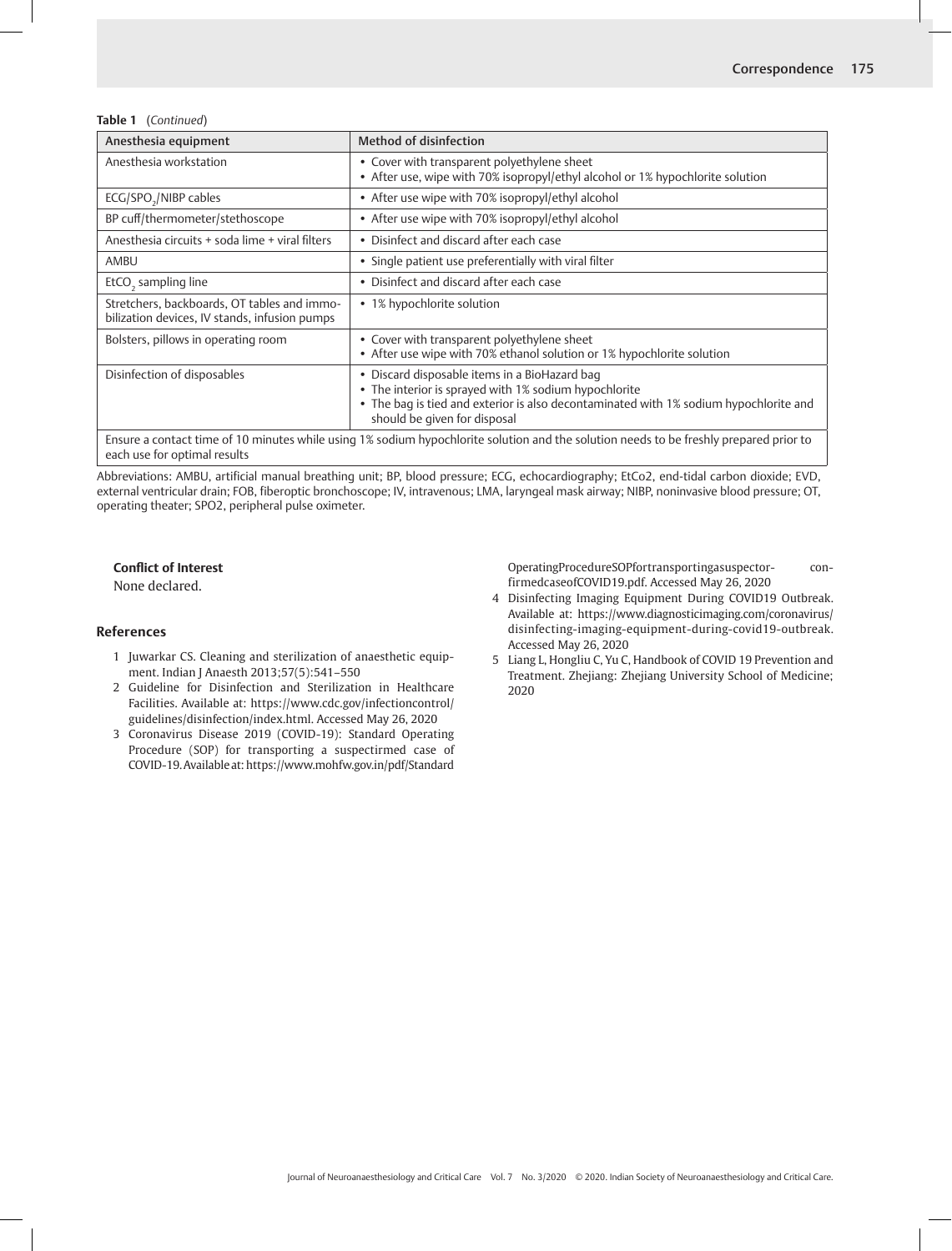**Table 1** (*Continued*)

| Anesthesia equipment | Method of disinfection |
|---|---|
| Anesthesia workstation | • Cover with transparent polyethylene sheet<br>• After use, wipe with 70% isopropyl/ethyl alcohol or 1% hypochlorite solution |
| ECG/$SPO_2$/NIBP cables | • After use wipe with 70% isopropyl/ethyl alcohol |
| BP cuff/thermometer/stethoscope | • After use wipe with 70% isopropyl/ethyl alcohol |
| Anesthesia circuits + soda lime + viral filters | • Disinfect and discard after each case |
| AMBU | • Single patient use preferentially with viral filter |
| $EtCO_2$ sampling line | • Disinfect and discard after each case |
| Stretchers, backboards, OT tables and immobilization devices, IV stands, infusion pumps | • 1% hypochlorite solution |
| Bolsters, pillows in operating room | • Cover with transparent polyethylene sheet<br>• After use wipe with 70% ethanol solution or 1% hypochlorite solution |
| Disinfection of disposables | • Discard disposable items in a BioHazard bag<br>• The interior is sprayed with 1% sodium hypochlorite<br>• The bag is tied and exterior is also decontaminated with 1% sodium hypochlorite and should be given for disposal |
| Ensure a contact time of 10 minutes while using 1% sodium hypochlorite solution and the solution needs to be freshly prepared prior to each use for optimal results | |

Abbreviations: AMBU, artificial manual breathing unit; BP, blood pressure; ECG, echocardiography; EtCo2, end-tidal carbon dioxide; EVD, external ventricular drain; FOB, fiberoptic bronchoscope; IV, intravenous; LMA, laryngeal mask airway; NIBP, noninvasive blood pressure; OT, operating theater; SPO2, peripheral pulse oximeter.

**Conflict of Interest**

None declared.

## References

1. Juwarkar CS. Cleaning and sterilization of anaesthetic equipment. Indian J Anaesth 2013;57(5):541–550
2. Guideline for Disinfection and Sterilization in Healthcare Facilities. Available at: https://www.cdc.gov/infectioncontrol/guidelines/disinfection/index.html. Accessed May 26, 2020
3. Coronavirus Disease 2019 (COVID-19): Standard Operating Procedure (SOP) for transporting a suspectirmed case of COVID-19. Available at: https://www.mohfw.gov.in/pdf/StandardOperatingProcedureSOPfortransportingasuspector-confirmedcaseofCOVID19.pdf. Accessed May 26, 2020
4. Disinfecting Imaging Equipment During COVID19 Outbreak. Available at: https://www.diagnosticimaging.com/coronavirus/disinfecting-imaging-equipment-during-covid19-outbreak. Accessed May 26, 2020
5. Liang L, Hongliu C, Yu C, Handbook of COVID 19 Prevention and Treatment. Zhejiang: Zhejiang University School of Medicine; 2020